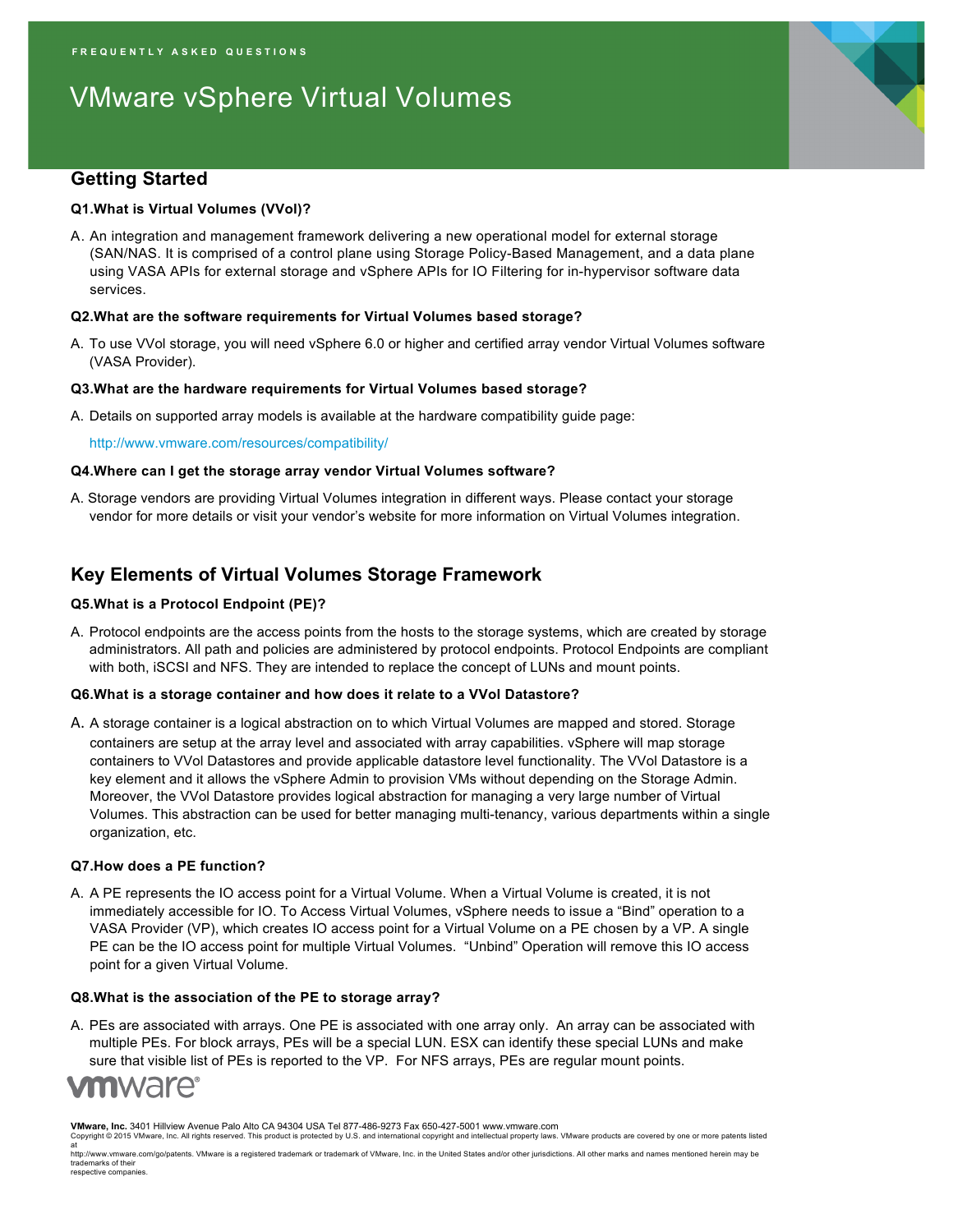FREQUENTLY ASKED QUESTIONS

# VMware vSphere Virtual Volumes

## Getting Started

**Q1.What is Virtual Volumes (VVol)?**

A. An integration and management framework delivering a new operational model for external storage (SAN/NAS. It is comprised of a control plane using Storage Policy-Based Management, and a data plane using VASA APIs for external storage and vSphere APIs for IO Filtering for in-hypervisor software data services.

**Q2.What are the software requirements for Virtual Volumes based storage?**

A. To use VVol storage, you will need vSphere 6.0 or higher and certified array vendor Virtual Volumes software (VASA Provider).

**Q3.What are the hardware requirements for Virtual Volumes based storage?**

A. Details on supported array models is available at the hardware compatibility guide page:

http://www.vmware.com/resources/compatibility/

**Q4.Where can I get the storage array vendor Virtual Volumes software?**

A. Storage vendors are providing Virtual Volumes integration in different ways. Please contact your storage vendor for more details or visit your vendor's website for more information on Virtual Volumes integration.

## Key Elements of Virtual Volumes Storage Framework

**Q5.What is a Protocol Endpoint (PE)?**

A. Protocol endpoints are the access points from the hosts to the storage systems, which are created by storage administrators. All path and policies are administered by protocol endpoints. Protocol Endpoints are compliant with both, iSCSI and NFS. They are intended to replace the concept of LUNs and mount points.

**Q6.What is a storage container and how does it relate to a VVol Datastore?**

A. A storage container is a logical abstraction on to which Virtual Volumes are mapped and stored. Storage containers are setup at the array level and associated with array capabilities. vSphere will map storage containers to VVol Datastores and provide applicable datastore level functionality. The VVol Datastore is a key element and it allows the vSphere Admin to provision VMs without depending on the Storage Admin. Moreover, the VVol Datastore provides logical abstraction for managing a very large number of Virtual Volumes. This abstraction can be used for better managing multi-tenancy, various departments within a single organization, etc.

**Q7.How does a PE function?**

A. A PE represents the IO access point for a Virtual Volume. When a Virtual Volume is created, it is not immediately accessible for IO. To Access Virtual Volumes, vSphere needs to issue a "Bind" operation to a VASA Provider (VP), which creates IO access point for a Virtual Volume on a PE chosen by a VP. A single PE can be the IO access point for multiple Virtual Volumes. "Unbind" Operation will remove this IO access point for a given Virtual Volume.

**Q8.What is the association of the PE to storage array?**

A. PEs are associated with arrays. One PE is associated with one array only. An array can be associated with multiple PEs. For block arrays, PEs will be a special LUN. ESX can identify these special LUNs and make sure that visible list of PEs is reported to the VP. For NFS arrays, PEs are regular mount points.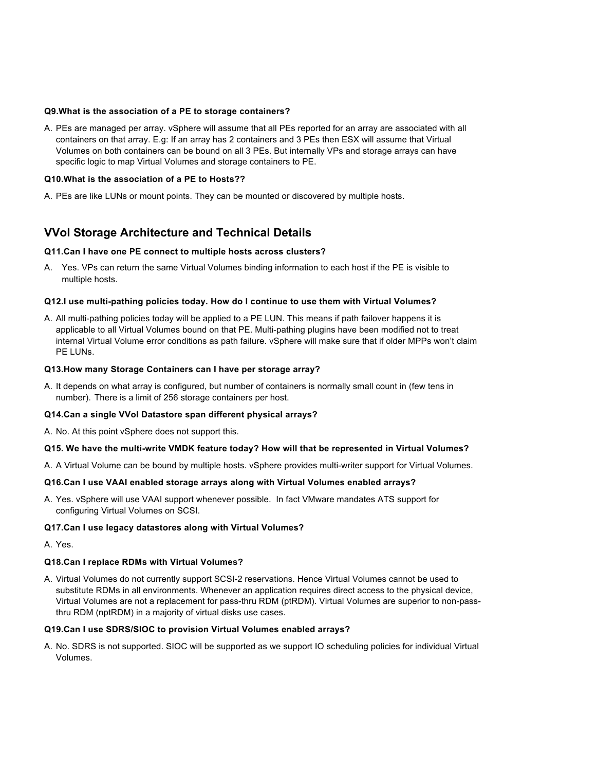**Q9.What is the association of a PE to storage containers?**

A. PEs are managed per array. vSphere will assume that all PEs reported for an array are associated with all containers on that array. E.g: If an array has 2 containers and 3 PEs then ESX will assume that Virtual Volumes on both containers can be bound on all 3 PEs. But internally VPs and storage arrays can have specific logic to map Virtual Volumes and storage containers to PE.

**Q10.What is the association of a PE to Hosts??**

A. PEs are like LUNs or mount points. They can be mounted or discovered by multiple hosts.

## VVol Storage Architecture and Technical Details

**Q11.Can I have one PE connect to multiple hosts across clusters?**

A. Yes. VPs can return the same Virtual Volumes binding information to each host if the PE is visible to multiple hosts.

**Q12.I use multi-pathing policies today. How do I continue to use them with Virtual Volumes?**

A. All multi-pathing policies today will be applied to a PE LUN. This means if path failover happens it is applicable to all Virtual Volumes bound on that PE. Multi-pathing plugins have been modified not to treat internal Virtual Volume error conditions as path failure. vSphere will make sure that if older MPPs won't claim PE LUNs.

**Q13.How many Storage Containers can I have per storage array?**

A. It depends on what array is configured, but number of containers is normally small count in (few tens in number). There is a limit of 256 storage containers per host.

**Q14.Can a single VVol Datastore span different physical arrays?**

A. No. At this point vSphere does not support this.

**Q15. We have the multi-write VMDK feature today? How will that be represented in Virtual Volumes?**

A. A Virtual Volume can be bound by multiple hosts. vSphere provides multi-writer support for Virtual Volumes.

**Q16.Can I use VAAI enabled storage arrays along with Virtual Volumes enabled arrays?**

A. Yes. vSphere will use VAAI support whenever possible. In fact VMware mandates ATS support for configuring Virtual Volumes on SCSI.

**Q17.Can I use legacy datastores along with Virtual Volumes?**

A. Yes.

**Q18.Can I replace RDMs with Virtual Volumes?**

A. Virtual Volumes do not currently support SCSI-2 reservations. Hence Virtual Volumes cannot be used to substitute RDMs in all environments. Whenever an application requires direct access to the physical device, Virtual Volumes are not a replacement for pass-thru RDM (ptRDM). Virtual Volumes are superior to non-pass-thru RDM (nptRDM) in a majority of virtual disks use cases.

**Q19.Can I use SDRS/SIOC to provision Virtual Volumes enabled arrays?**

A. No. SDRS is not supported. SIOC will be supported as we support IO scheduling policies for individual Virtual Volumes.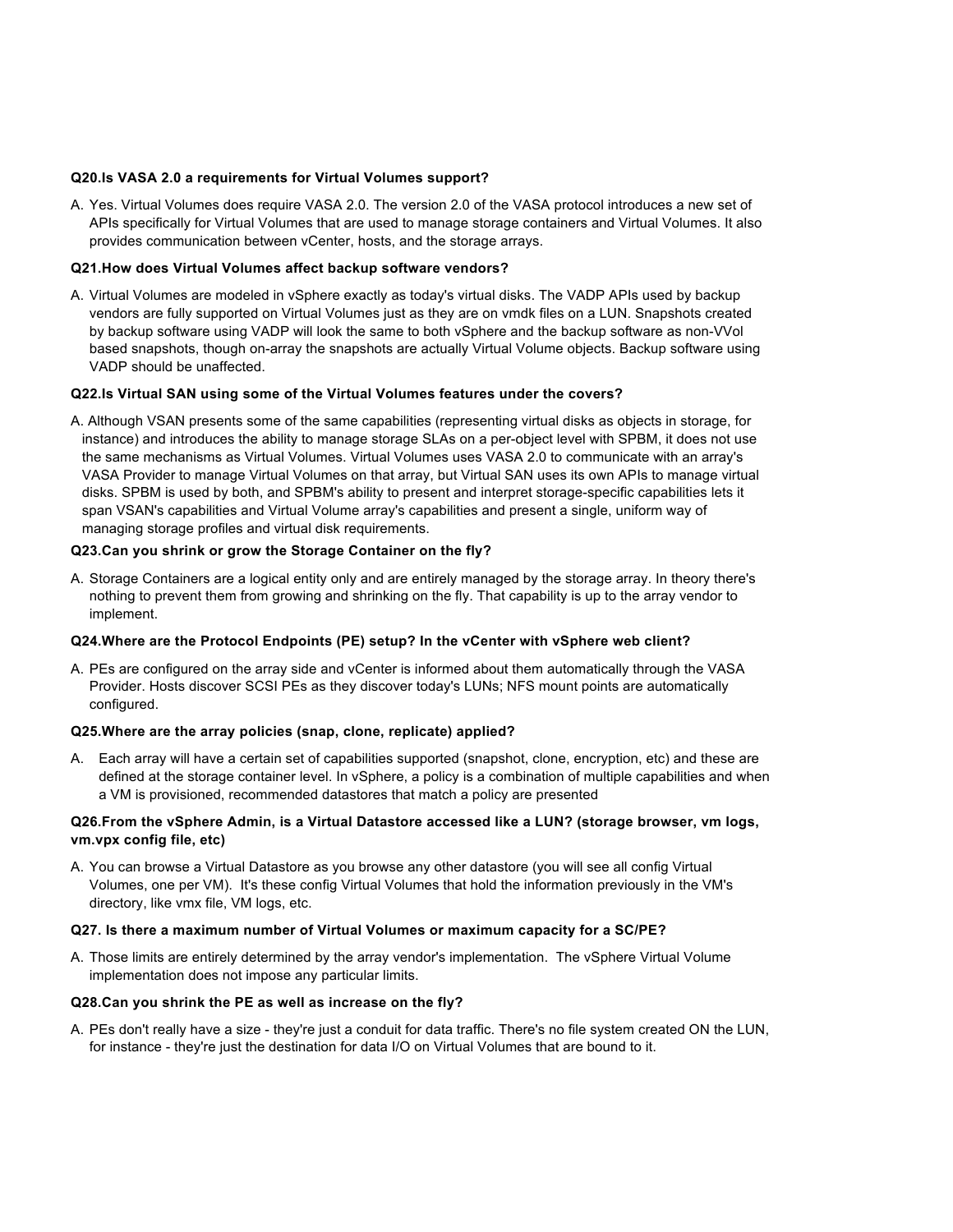**Q20.Is VASA 2.0 a requirements for Virtual Volumes support?**

A. Yes. Virtual Volumes does require VASA 2.0. The version 2.0 of the VASA protocol introduces a new set of APIs specifically for Virtual Volumes that are used to manage storage containers and Virtual Volumes. It also provides communication between vCenter, hosts, and the storage arrays.

**Q21.How does Virtual Volumes affect backup software vendors?**

A. Virtual Volumes are modeled in vSphere exactly as today's virtual disks. The VADP APIs used by backup vendors are fully supported on Virtual Volumes just as they are on vmdk files on a LUN. Snapshots created by backup software using VADP will look the same to both vSphere and the backup software as non-VVol based snapshots, though on-array the snapshots are actually Virtual Volume objects. Backup software using VADP should be unaffected.

**Q22.Is Virtual SAN using some of the Virtual Volumes features under the covers?**

A. Although VSAN presents some of the same capabilities (representing virtual disks as objects in storage, for instance) and introduces the ability to manage storage SLAs on a per-object level with SPBM, it does not use the same mechanisms as Virtual Volumes. Virtual Volumes uses VASA 2.0 to communicate with an array's VASA Provider to manage Virtual Volumes on that array, but Virtual SAN uses its own APIs to manage virtual disks. SPBM is used by both, and SPBM's ability to present and interpret storage-specific capabilities lets it span VSAN's capabilities and Virtual Volume array's capabilities and present a single, uniform way of managing storage profiles and virtual disk requirements.

**Q23.Can you shrink or grow the Storage Container on the fly?**

A. Storage Containers are a logical entity only and are entirely managed by the storage array. In theory there's nothing to prevent them from growing and shrinking on the fly. That capability is up to the array vendor to implement.

**Q24.Where are the Protocol Endpoints (PE) setup? In the vCenter with vSphere web client?**

A. PEs are configured on the array side and vCenter is informed about them automatically through the VASA Provider. Hosts discover SCSI PEs as they discover today's LUNs; NFS mount points are automatically configured.

**Q25.Where are the array policies (snap, clone, replicate) applied?**

A. Each array will have a certain set of capabilities supported (snapshot, clone, encryption, etc) and these are defined at the storage container level. In vSphere, a policy is a combination of multiple capabilities and when a VM is provisioned, recommended datastores that match a policy are presented

**Q26.From the vSphere Admin, is a Virtual Datastore accessed like a LUN? (storage browser, vm logs, vm.vpx config file, etc)**

A. You can browse a Virtual Datastore as you browse any other datastore (you will see all config Virtual Volumes, one per VM). It's these config Virtual Volumes that hold the information previously in the VM's directory, like vmx file, VM logs, etc.

**Q27. Is there a maximum number of Virtual Volumes or maximum capacity for a SC/PE?**

A. Those limits are entirely determined by the array vendor's implementation. The vSphere Virtual Volume implementation does not impose any particular limits.

**Q28.Can you shrink the PE as well as increase on the fly?**

A. PEs don't really have a size - they're just a conduit for data traffic. There's no file system created ON the LUN, for instance - they're just the destination for data I/O on Virtual Volumes that are bound to it.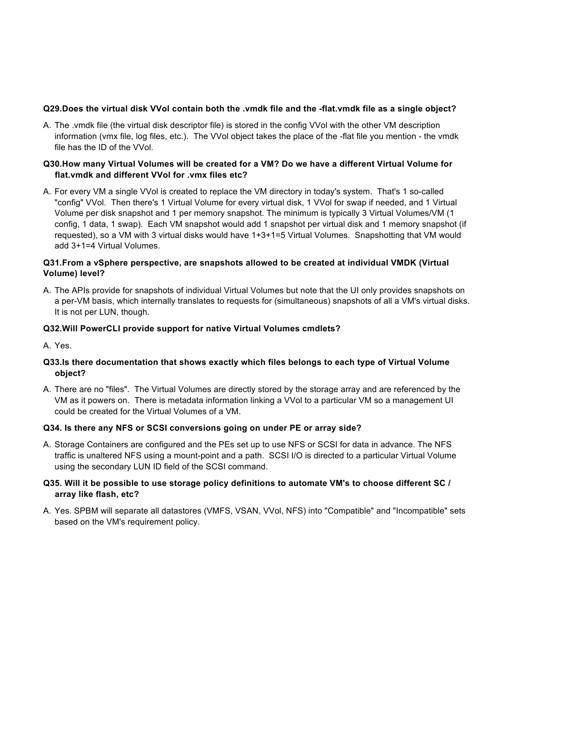**Q29.Does the virtual disk VVol contain both the .vmdk file and the -flat.vmdk file as a single object?**

A. The .vmdk file (the virtual disk descriptor file) is stored in the config VVol with the other VM description information (vmx file, log files, etc.). The VVol object takes the place of the -flat file you mention - the vmdk file has the ID of the VVol.

**Q30.How many Virtual Volumes will be created for a VM? Do we have a different Virtual Volume for flat.vmdk and different VVol for .vmx files etc?**

A. For every VM a single VVol is created to replace the VM directory in today's system. That's 1 so-called "config" VVol. Then there's 1 Virtual Volume for every virtual disk, 1 VVol for swap if needed, and 1 Virtual Volume per disk snapshot and 1 per memory snapshot. The minimum is typically 3 Virtual Volumes/VM (1 config, 1 data, 1 swap). Each VM snapshot would add 1 snapshot per virtual disk and 1 memory snapshot (if requested), so a VM with 3 virtual disks would have 1+3+1=5 Virtual Volumes. Snapshotting that VM would add 3+1=4 Virtual Volumes.

**Q31.From a vSphere perspective, are snapshots allowed to be created at individual VMDK (Virtual Volume) level?**

A. The APIs provide for snapshots of individual Virtual Volumes but note that the UI only provides snapshots on a per-VM basis, which internally translates to requests for (simultaneous) snapshots of all a VM's virtual disks. It is not per LUN, though.

**Q32.Will PowerCLI provide support for native Virtual Volumes cmdlets?**

A. Yes.

**Q33.Is there documentation that shows exactly which files belongs to each type of Virtual Volume object?**

A. There are no "files". The Virtual Volumes are directly stored by the storage array and are referenced by the VM as it powers on. There is metadata information linking a VVol to a particular VM so a management UI could be created for the Virtual Volumes of a VM.

**Q34. Is there any NFS or SCSI conversions going on under PE or array side?**

A. Storage Containers are configured and the PEs set up to use NFS or SCSI for data in advance. The NFS traffic is unaltered NFS using a mount-point and a path. SCSI I/O is directed to a particular Virtual Volume using the secondary LUN ID field of the SCSI command.

**Q35. Will it be possible to use storage policy definitions to automate VM's to choose different SC / array like flash, etc?**

A. Yes. SPBM will separate all datastores (VMFS, VSAN, VVol, NFS) into "Compatible" and "Incompatible" sets based on the VM's requirement policy.